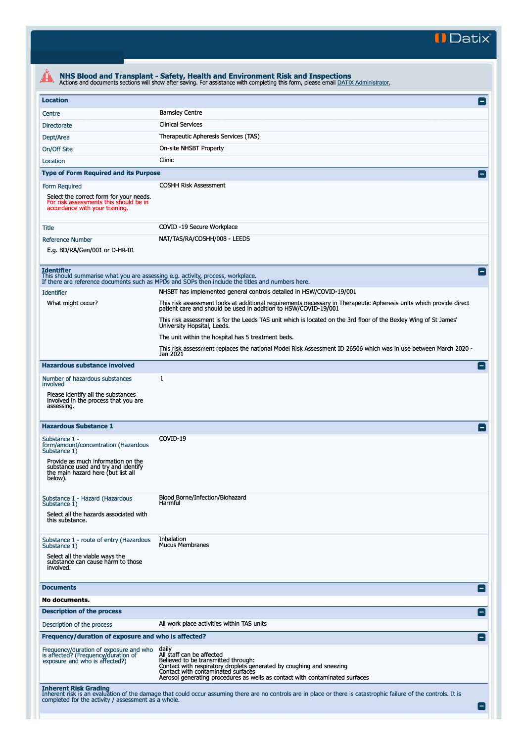# NHS Blood and Transplant - Safety, Health and Environment Risk and Inspections

Actions and documents sections will show after saving. For assistance with completing this form, please email DATIX Administrator.

## Location

| | |
|---|---|
| Centre | Barnsley Centre |
| Directorate | Clinical Services |
| Dept/Area | Therapeutic Apheresis Services (TAS) |
| On/Off Site | On-site NHSBT Property |
| Location | Clinic |

## Type of Form Required and its Purpose

| | |
|---|---|
| Form Required<br>Select the correct form for your needs. For risk assessments this should be in accordance with your training. | COSHH Risk Assessment |
| Title | COVID -19 Secure Workplace |
| Reference Number<br>E.g. BD/RA/Gen/001 or D-HR-01 | NAT/TAS/RA/COSHH/008 - LEEDS |

## Identifier

This should summarise what you are assessing e.g. activity, process, workplace.
If there are reference documents such as MPDs and SOPs then include the titles and numbers here.

| | |
|---|---|
| Identifier<br>What might occur? | NHSBT has implemented general controls detailed in HSW/COVID-19/001<br><br>This risk assessment looks at additional requirements necessary in Therapeutic Apheresis units which provide direct patient care and should be used in addition to HSW/COVID-19/001<br><br>This risk assessment is for the Leeds TAS unit which is located on the 3rd floor of the Bexley Wing of St James' University Hospital, Leeds.<br><br>The unit within the hospital has 5 treatment beds.<br><br>This risk assessment replaces the national Model Risk Assessment ID 26506 which was in use between March 2020 - Jan 2021 |

## Hazardous substance involved

| | |
|---|---|
| Number of hazardous substances involved<br>Please identify all the substances involved in the process that you are assessing. | 1 |

## Hazardous Substance 1

| | |
|---|---|
| Substance 1 - form/amount/concentration (Hazardous Substance 1)<br>Provide as much information on the substance used and try and identify the main hazard here (but list all below). | COVID-19 |
| Substance 1 - Hazard (Hazardous Substance 1)<br>Select all the hazards associated with this substance. | Blood Borne/Infection/Biohazard<br>Harmful |
| Substance 1 - route of entry (Hazardous Substance 1)<br>Select all the viable ways the substance can cause harm to those involved. | Inhalation<br>Mucus Membranes |

## Documents

**No documents.**

## Description of the process

| | |
|---|---|
| Description of the process | All work place activities within TAS units |

## Frequency/duration of exposure and who is affected?

| | |
|---|---|
| Frequency/duration of exposure and who is affected? (Frequency/duration of exposure and who is affected?) | daily<br>All staff can be affected<br>Believed to be transmitted through:<br>Contact with respiratory droplets generated by coughing and sneezing<br>Contact with contaminated surfaces<br>Aerosol generating procedures as wells as contact with contaminated surfaces |

## Inherent Risk Grading

Inherent risk is an evaluation of the damage that could occur assuming there are no controls are in place or there is catastrophic failure of the controls. It is completed for the activity / assessment as a whole.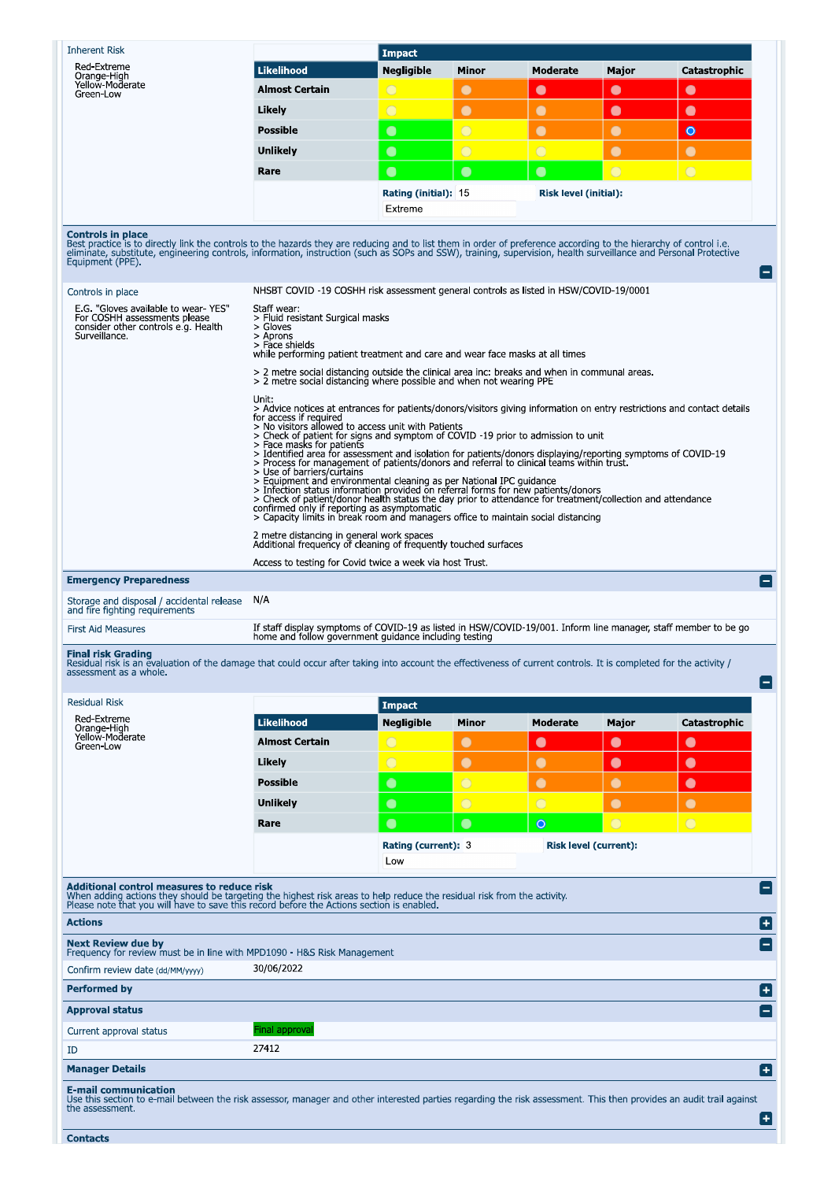**Inherent Risk**

Red-Extreme
Orange-High
Yellow-Moderate
Green-Low

| | Impact | | | | |
|---|---|---|---|---|---|
| **Likelihood** | **Negligible** | **Minor** | **Moderate** | **Major** | **Catastrophic** |
| **Almost Certain** | | | | | |
| **Likely** | | | | | |
| **Possible** | | | | | ◉ |
| **Unlikely** | | | | | |
| **Rare** | | | | | |

**Rating (initial):** 15 **Risk level (initial):** Extreme

## Controls in place

Best practice is to directly link the controls to the hazards they are reducing and to list them in order of preference according to the hierarchy of control i.e. eliminate, substitute, engineering controls, information, instruction (such as SOPs and SSW), training, supervision, health surveillance and Personal Protective Equipment (PPE).

**Controls in place**

E.G. "Gloves available to wear- YES" For COSHH assessments please consider other controls e.g. Health Surveillance.

NHSBT COVID -19 COSHH risk assessment general controls as listed in HSW/COVID-19/0001

Staff wear:
> Fluid resistant Surgical masks
> Gloves
> Aprons
> Face shields
while performing patient treatment and care and wear face masks at all times

> 2 metre social distancing outside the clinical area inc: breaks and when in communal areas.
> 2 metre social distancing where possible and when not wearing PPE

Unit:
> Advice notices at entrances for patients/donors/visitors giving information on entry restrictions and contact details for access if required
> No visitors allowed to access unit with Patients
> Check of patient for signs and symptom of COVID -19 prior to admission to unit
> Face masks for patients
> Identified area for assessment and isolation for patients/donors displaying/reporting symptoms of COVID-19
> Process for management of patients/donors and referral to clinical teams within trust.
> Use of barriers/curtains
> Equipment and environmental cleaning as per National IPC guidance
> Infection status information provided on referral forms for new patients/donors
> Check of patient/donor health status the day prior to attendance for treatment/collection and attendance confirmed only if reporting as asymptomatic
> Capacity limits in break room and managers office to maintain social distancing

2 metre distancing in general work spaces
Additional frequency of cleaning of frequently touched surfaces

Access to testing for Covid twice a week via host Trust.

## Emergency Preparedness

| | |
|---|---|
| Storage and disposal / accidental release and fire fighting requirements | N/A |
| First Aid Measures | If staff display symptoms of COVID-19 as listed in HSW/COVID-19/001. Inform line manager, staff member to be go home and follow government guidance including testing |

## Final risk Grading

Residual risk is an evaluation of the damage that could occur after taking into account the effectiveness of current controls. It is completed for the activity / assessment as a whole.

**Residual Risk**

Red-Extreme
Orange-High
Yellow-Moderate
Green-Low

| | Impact | | | | |
|---|---|---|---|---|---|
| **Likelihood** | **Negligible** | **Minor** | **Moderate** | **Major** | **Catastrophic** |
| **Almost Certain** | | | | | |
| **Likely** | | | | | |
| **Possible** | | | | | |
| **Unlikely** | | | | | |
| **Rare** | | | ◉ | | |

**Rating (current):** 3 **Risk level (current):** Low

## Additional control measures to reduce risk

When adding actions they should be targeting the highest risk areas to help reduce the residual risk from the activity.
Please note that you will have to save this record before the Actions section is enabled.

## Actions

## Next Review due by

Frequency for review must be in line with MPD1090 - H&S Risk Management

Confirm review date (dd/MM/yyyy): 30/06/2022

## Performed by

## Approval status

Current approval status: Final approval

ID: 27412

## Manager Details

## E-mail communication

Use this section to e-mail between the risk assessor, manager and other interested parties regarding the risk assessment. This then provides an audit trail against the assessment.

## Contacts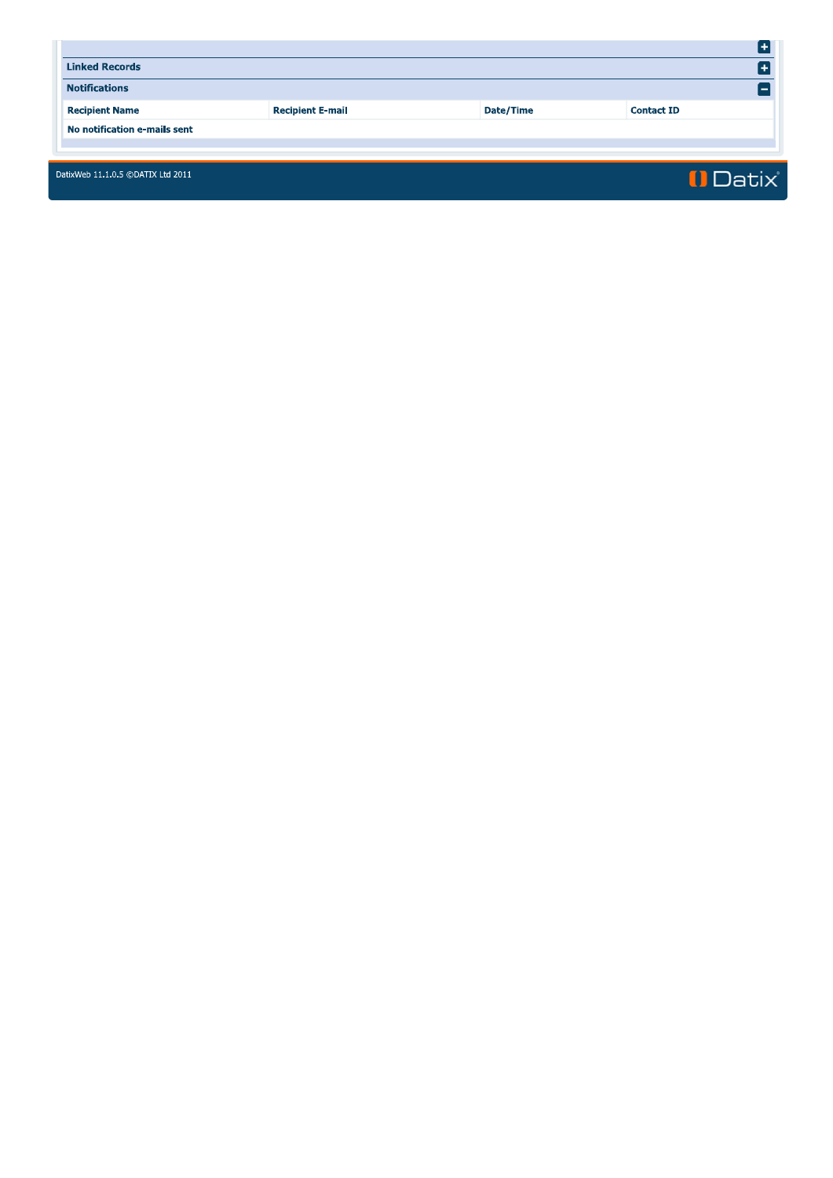**Linked Records**

**Notifications**

| Recipient Name | Recipient E-mail | Date/Time | Contact ID |
| --- | --- | --- | --- |
| No notification e-mails sent | | | |

DatixWeb 11.1.0.5 ©DATIX Ltd 2011

Datix®